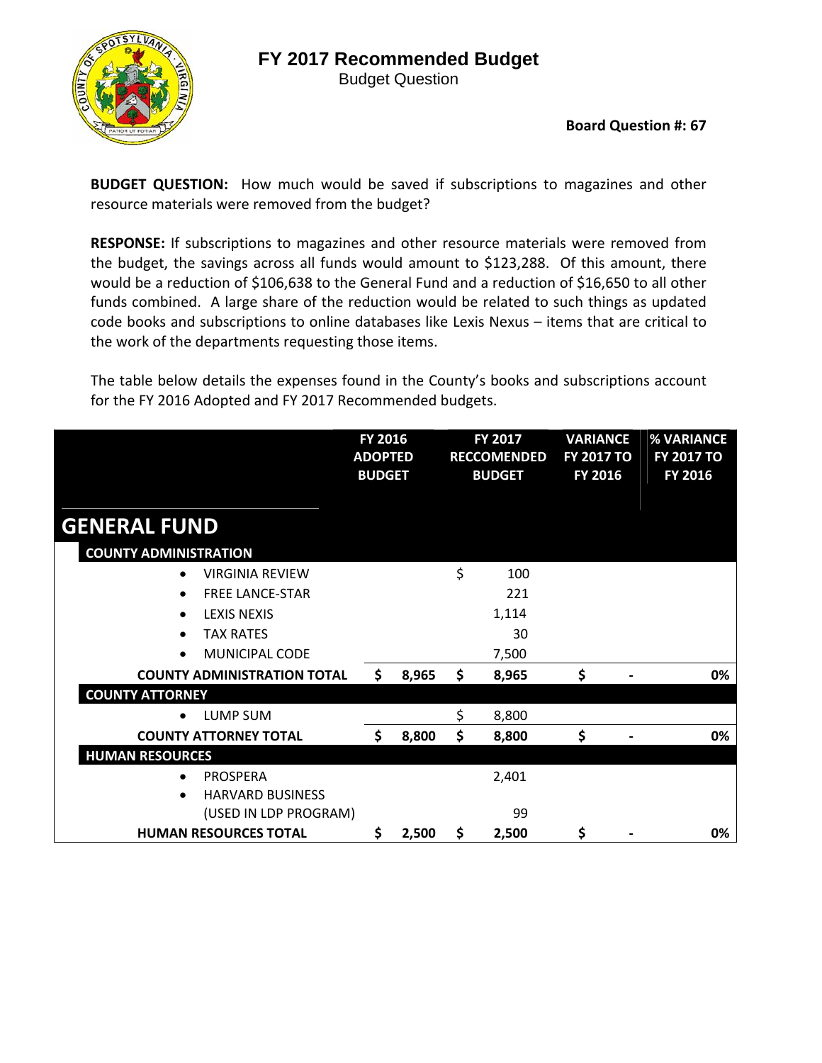# FY 2017 Recommended Budget

Budget Question

**Board Question #: 67**

**BUDGET QUESTION:** How much would be saved if subscriptions to magazines and other resource materials were removed from the budget?

**RESPONSE:** If subscriptions to magazines and other resource materials were removed from the budget, the savings across all funds would amount to $123,288. Of this amount, there would be a reduction of $106,638 to the General Fund and a reduction of $16,650 to all other funds combined. A large share of the reduction would be related to such things as updated code books and subscriptions to online databases like Lexis Nexus – items that are critical to the work of the departments requesting those items.

The table below details the expenses found in the County's books and subscriptions account for the FY 2016 Adopted and FY 2017 Recommended budgets.

| | FY 2016 ADOPTED BUDGET | FY 2017 RECCOMENDED BUDGET | VARIANCE FY 2017 TO FY 2016 | % VARIANCE FY 2017 TO FY 2016 |
|---|---|---|---|---|
| **GENERAL FUND** | | | | |
| **COUNTY ADMINISTRATION** | | | | |
| • VIRGINIA REVIEW | | $ 100 | | |
| • FREE LANCE-STAR | | 221 | | |
| • LEXIS NEXIS | | 1,114 | | |
| • TAX RATES | | 30 | | |
| • MUNICIPAL CODE | | 7,500 | | |
| **COUNTY ADMINISTRATION TOTAL** | **$ 8,965** | **$ 8,965** | **$ -** | **0%** |
| **COUNTY ATTORNEY** | | | | |
| • LUMP SUM | | $ 8,800 | | |
| **COUNTY ATTORNEY TOTAL** | **$ 8,800** | **$ 8,800** | **$ -** | **0%** |
| **HUMAN RESOURCES** | | | | |
| • PROSPERA | | 2,401 | | |
| • HARVARD BUSINESS (USED IN LDP PROGRAM) | | 99 | | |
| **HUMAN RESOURCES TOTAL** | **$ 2,500** | **$ 2,500** | **$ -** | **0%** |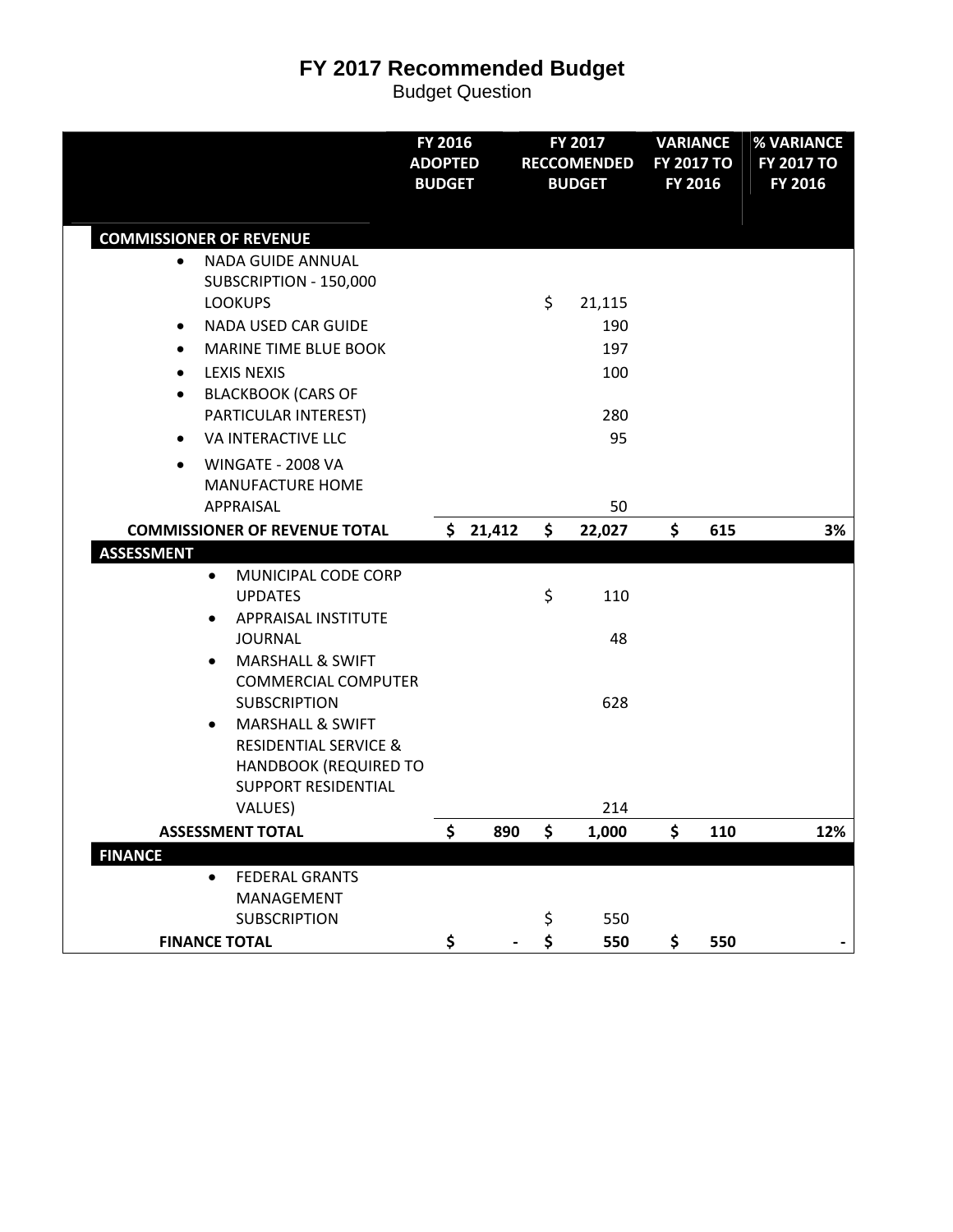# FY 2017 Recommended Budget

Budget Question

| | FY 2016 ADOPTED BUDGET | FY 2017 RECCOMENDED BUDGET | VARIANCE FY 2017 TO FY 2016 | % VARIANCE FY 2017 TO FY 2016 |
|---|---|---|---|---|
| **COMMISSIONER OF REVENUE** | | | | |
| • NADA GUIDE ANNUAL SUBSCRIPTION - 150,000 LOOKUPS | | $ 21,115 | | |
| • NADA USED CAR GUIDE | | 190 | | |
| • MARINE TIME BLUE BOOK | | 197 | | |
| • LEXIS NEXIS | | 100 | | |
| • BLACKBOOK (CARS OF PARTICULAR INTEREST) | | 280 | | |
| • VA INTERACTIVE LLC | | 95 | | |
| • WINGATE - 2008 VA MANUFACTURE HOME APPRAISAL | | 50 | | |
| **COMMISSIONER OF REVENUE TOTAL** | **$ 21,412** | **$ 22,027** | **$ 615** | **3%** |
| **ASSESSMENT** | | | | |
| • MUNICIPAL CODE CORP UPDATES | | $ 110 | | |
| • APPRAISAL INSTITUTE JOURNAL | | 48 | | |
| • MARSHALL & SWIFT COMMERCIAL COMPUTER SUBSCRIPTION | | 628 | | |
| • MARSHALL & SWIFT RESIDENTIAL SERVICE & HANDBOOK (REQUIRED TO SUPPORT RESIDENTIAL VALUES) | | 214 | | |
| **ASSESSMENT TOTAL** | **$ 890** | **$ 1,000** | **$ 110** | **12%** |
| **FINANCE** | | | | |
| • FEDERAL GRANTS MANAGEMENT SUBSCRIPTION | | $ 550 | | |
| **FINANCE TOTAL** | **$ -** | **$ 550** | **$ 550** | **-** |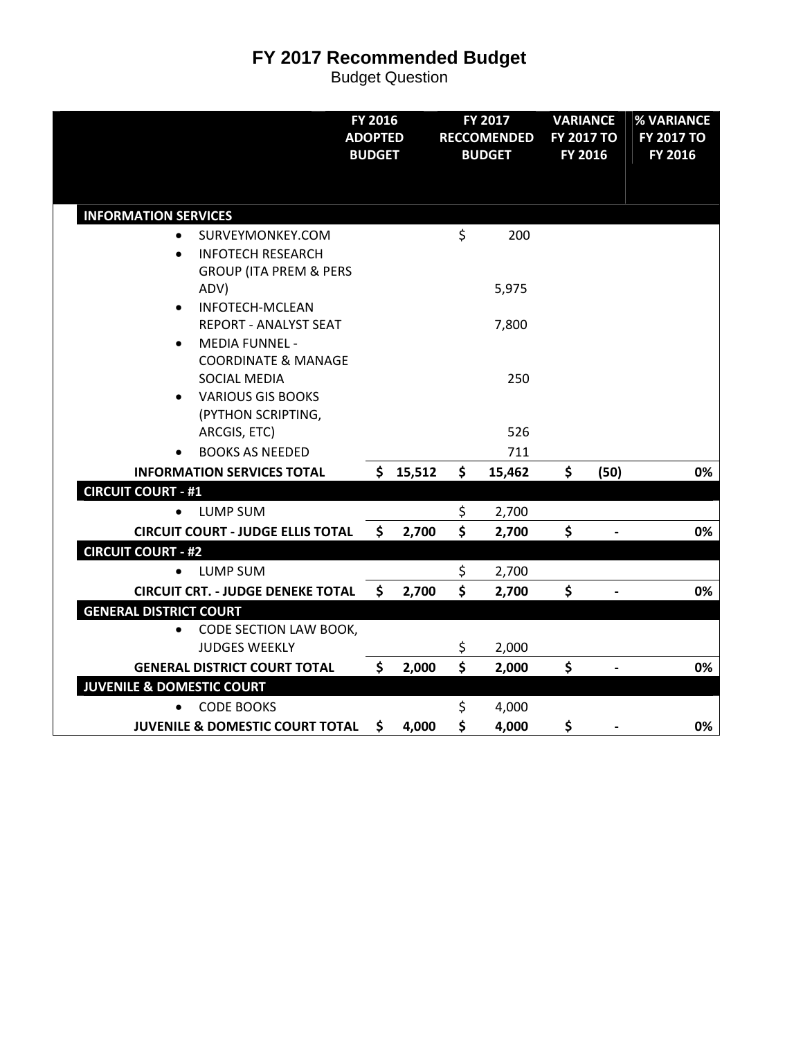# FY 2017 Recommended Budget

Budget Question

| | FY 2016 ADOPTED BUDGET | FY 2017 RECCOMENDED BUDGET | VARIANCE FY 2017 TO FY 2016 | % VARIANCE FY 2017 TO FY 2016 |
|---|---|---|---|---|
| **INFORMATION SERVICES** | | | | |
| • SURVEYMONKEY.COM | | $ 200 | | |
| • INFOTECH RESEARCH GROUP (ITA PREM & PERS ADV) | | 5,975 | | |
| • INFOTECH-MCLEAN REPORT - ANALYST SEAT | | 7,800 | | |
| • MEDIA FUNNEL - COORDINATE & MANAGE SOCIAL MEDIA | | 250 | | |
| • VARIOUS GIS BOOKS (PYTHON SCRIPTING, ARCGIS, ETC) | | 526 | | |
| • BOOKS AS NEEDED | | 711 | | |
| **INFORMATION SERVICES TOTAL** | **$ 15,512** | **$ 15,462** | **$ (50)** | **0%** |
| **CIRCUIT COURT - #1** | | | | |
| • LUMP SUM | | $ 2,700 | | |
| **CIRCUIT COURT - JUDGE ELLIS TOTAL** | **$ 2,700** | **$ 2,700** | **$ -** | **0%** |
| **CIRCUIT COURT - #2** | | | | |
| • LUMP SUM | | $ 2,700 | | |
| **CIRCUIT CRT. - JUDGE DENEKE TOTAL** | **$ 2,700** | **$ 2,700** | **$ -** | **0%** |
| **GENERAL DISTRICT COURT** | | | | |
| • CODE SECTION LAW BOOK, JUDGES WEEKLY | | $ 2,000 | | |
| **GENERAL DISTRICT COURT TOTAL** | **$ 2,000** | **$ 2,000** | **$ -** | **0%** |
| **JUVENILE & DOMESTIC COURT** | | | | |
| • CODE BOOKS | | $ 4,000 | | |
| **JUVENILE & DOMESTIC COURT TOTAL** | **$ 4,000** | **$ 4,000** | **$ -** | **0%** |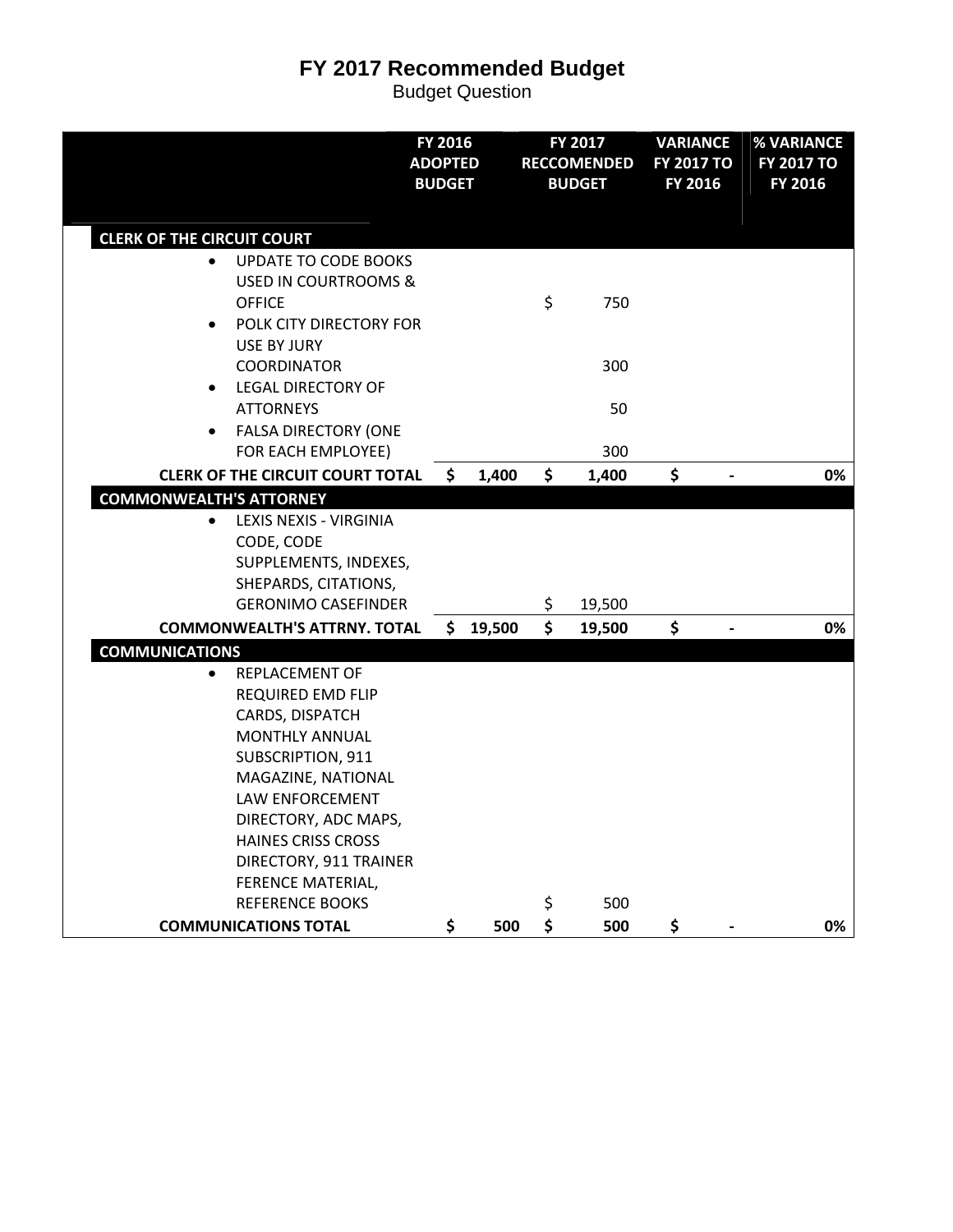# FY 2017 Recommended Budget

Budget Question

| | FY 2016 ADOPTED BUDGET | FY 2017 RECCOMENDED BUDGET | VARIANCE FY 2017 TO FY 2016 | % VARIANCE FY 2017 TO FY 2016 |
|---|---|---|---|---|
| **CLERK OF THE CIRCUIT COURT** | | | | |
| • UPDATE TO CODE BOOKS USED IN COURTROOMS & OFFICE | | $ 750 | | |
| • POLK CITY DIRECTORY FOR USE BY JURY COORDINATOR | | 300 | | |
| • LEGAL DIRECTORY OF ATTORNEYS | | 50 | | |
| • FALSA DIRECTORY (ONE FOR EACH EMPLOYEE) | | 300 | | |
| **CLERK OF THE CIRCUIT COURT TOTAL** | **$ 1,400** | **$ 1,400** | **$ -** | **0%** |
| **COMMONWEALTH'S ATTORNEY** | | | | |
| • LEXIS NEXIS - VIRGINIA CODE, CODE SUPPLEMENTS, INDEXES, SHEPARDS, CITATIONS, GERONIMO CASEFINDER | | $ 19,500 | | |
| **COMMONWEALTH'S ATTRNY. TOTAL** | **$ 19,500** | **$ 19,500** | **$ -** | **0%** |
| **COMMUNICATIONS** | | | | |
| • REPLACEMENT OF REQUIRED EMD FLIP CARDS, DISPATCH MONTHLY ANNUAL SUBSCRIPTION, 911 MAGAZINE, NATIONAL LAW ENFORCEMENT DIRECTORY, ADC MAPS, HAINES CRISS CROSS DIRECTORY, 911 TRAINER FERENCE MATERIAL, REFERENCE BOOKS | | $ 500 | | |
| **COMMUNICATIONS TOTAL** | **$ 500** | **$ 500** | **$ -** | **0%** |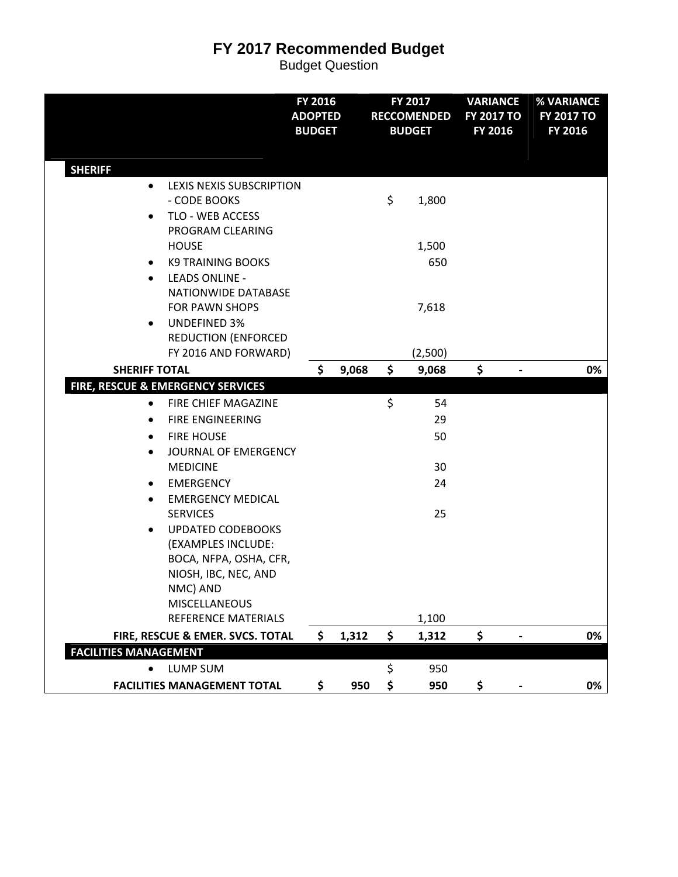# FY 2017 Recommended Budget

Budget Question

| | FY 2016 ADOPTED BUDGET | FY 2017 RECCOMENDED BUDGET | VARIANCE FY 2017 TO FY 2016 | % VARIANCE FY 2017 TO FY 2016 |
|---|---|---|---|---|
| **SHERIFF** | | | | |
| • LEXIS NEXIS SUBSCRIPTION - CODE BOOKS | | $ 1,800 | | |
| • TLO - WEB ACCESS PROGRAM CLEARING HOUSE | | 1,500 | | |
| • K9 TRAINING BOOKS | | 650 | | |
| • LEADS ONLINE - NATIONWIDE DATABASE FOR PAWN SHOPS | | 7,618 | | |
| • UNDEFINED 3% REDUCTION (ENFORCED FY 2016 AND FORWARD) | | (2,500) | | |
| **SHERIFF TOTAL** | **$ 9,068** | **$ 9,068** | **$ -** | **0%** |
| **FIRE, RESCUE & EMERGENCY SERVICES** | | | | |
| • FIRE CHIEF MAGAZINE | | $ 54 | | |
| • FIRE ENGINEERING | | 29 | | |
| • FIRE HOUSE | | 50 | | |
| • JOURNAL OF EMERGENCY MEDICINE | | 30 | | |
| • EMERGENCY | | 24 | | |
| • EMERGENCY MEDICAL SERVICES | | 25 | | |
| • UPDATED CODEBOOKS (EXAMPLES INCLUDE: BOCA, NFPA, OSHA, CFR, NIOSH, IBC, NEC, AND NMC) AND MISCELLANEOUS REFERENCE MATERIALS | | 1,100 | | |
| **FIRE, RESCUE & EMER. SVCS. TOTAL** | **$ 1,312** | **$ 1,312** | **$ -** | **0%** |
| **FACILITIES MANAGEMENT** | | | | |
| • LUMP SUM | | $ 950 | | |
| **FACILITIES MANAGEMENT TOTAL** | **$ 950** | **$ 950** | **$ -** | **0%** |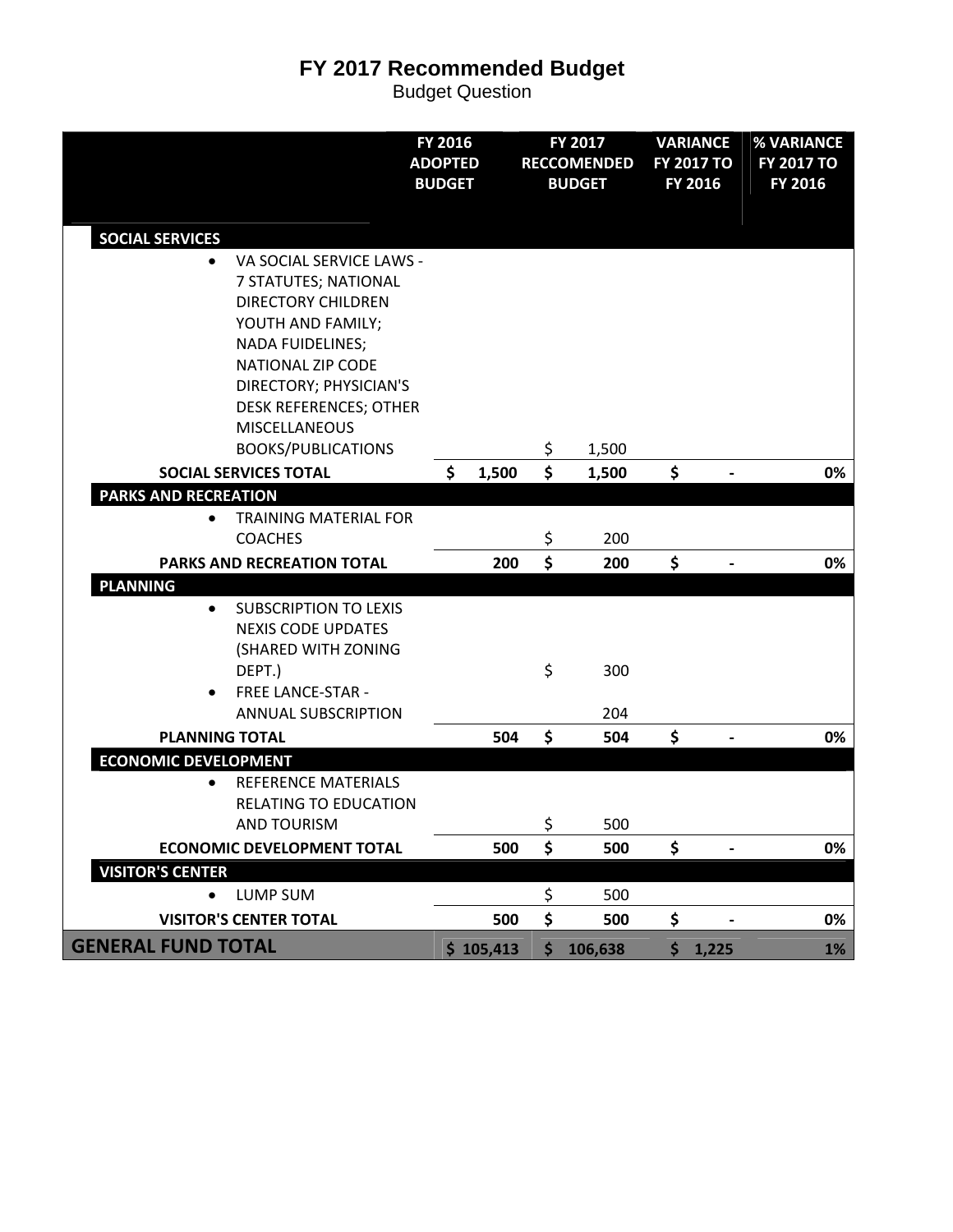# FY 2017 Recommended Budget

Budget Question

| | FY 2016 ADOPTED BUDGET | FY 2017 RECCOMENDED BUDGET | VARIANCE FY 2017 TO FY 2016 | % VARIANCE FY 2017 TO FY 2016 |
|---|---|---|---|---|
| **SOCIAL SERVICES** | | | | |
| • VA SOCIAL SERVICE LAWS - 7 STATUTES; NATIONAL DIRECTORY CHILDREN YOUTH AND FAMILY; NADA FUIDELINES; NATIONAL ZIP CODE DIRECTORY; PHYSICIAN'S DESK REFERENCES; OTHER MISCELLANEOUS BOOKS/PUBLICATIONS | | $ 1,500 | | |
| **SOCIAL SERVICES TOTAL** | **$ 1,500** | **$ 1,500** | **$ -** | **0%** |
| **PARKS AND RECREATION** | | | | |
| • TRAINING MATERIAL FOR COACHES | | $ 200 | | |
| **PARKS AND RECREATION TOTAL** | **200** | **$ 200** | **$ -** | **0%** |
| **PLANNING** | | | | |
| • SUBSCRIPTION TO LEXIS NEXIS CODE UPDATES (SHARED WITH ZONING DEPT.) | | $ 300 | | |
| • FREE LANCE-STAR - ANNUAL SUBSCRIPTION | | 204 | | |
| **PLANNING TOTAL** | **504** | **$ 504** | **$ -** | **0%** |
| **ECONOMIC DEVELOPMENT** | | | | |
| • REFERENCE MATERIALS RELATING TO EDUCATION AND TOURISM | | $ 500 | | |
| **ECONOMIC DEVELOPMENT TOTAL** | **500** | **$ 500** | **$ -** | **0%** |
| **VISITOR'S CENTER** | | | | |
| • LUMP SUM | | $ 500 | | |
| **VISITOR'S CENTER TOTAL** | **500** | **$ 500** | **$ -** | **0%** |
| **GENERAL FUND TOTAL** | **$ 105,413** | **$ 106,638** | **$ 1,225** | **1%** |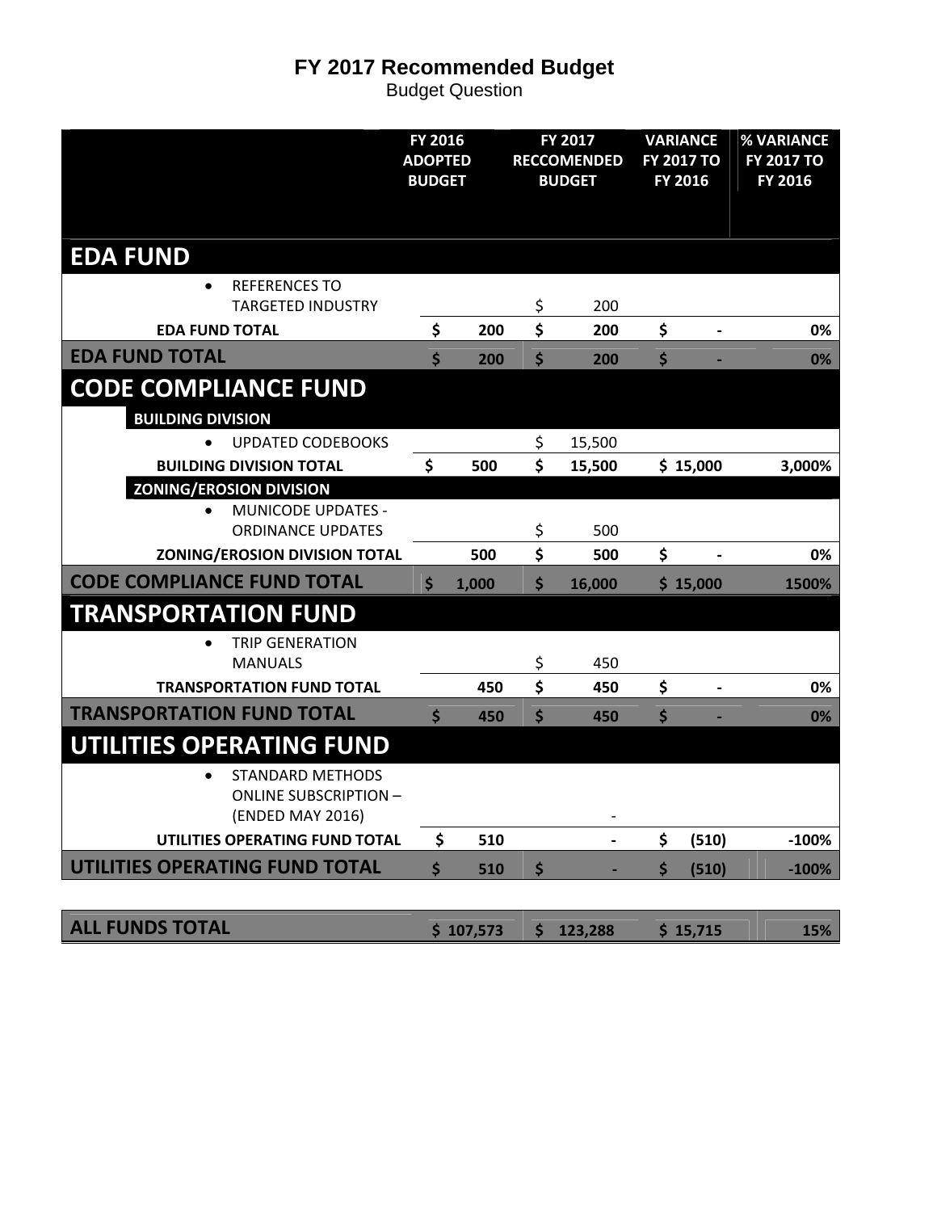# FY 2017 Recommended Budget

Budget Question

| | FY 2016 ADOPTED BUDGET | FY 2017 RECCOMENDED BUDGET | VARIANCE FY 2017 TO FY 2016 | % VARIANCE FY 2017 TO FY 2016 |
|---|---|---|---|---|
| **EDA FUND** | | | | |
| • REFERENCES TO TARGETED INDUSTRY | | $ 200 | | |
| **EDA FUND TOTAL** | $ 200 | $ 200 | $ - | 0% |
| **EDA FUND TOTAL** | $ 200 | $ 200 | $ - | 0% |
| **CODE COMPLIANCE FUND** | | | | |
| **BUILDING DIVISION** | | | | |
| • UPDATED CODEBOOKS | | $ 15,500 | | |
| **BUILDING DIVISION TOTAL** | $ 500 | $ 15,500 | $ 15,000 | 3,000% |
| **ZONING/EROSION DIVISION** | | | | |
| • MUNICODE UPDATES - ORDINANCE UPDATES | | $ 500 | | |
| **ZONING/EROSION DIVISION TOTAL** | 500 | $ 500 | $ - | 0% |
| **CODE COMPLIANCE FUND TOTAL** | $ 1,000 | $ 16,000 | $ 15,000 | 1500% |
| **TRANSPORTATION FUND** | | | | |
| • TRIP GENERATION MANUALS | | $ 450 | | |
| **TRANSPORTATION FUND TOTAL** | 450 | $ 450 | $ - | 0% |
| **TRANSPORTATION FUND TOTAL** | $ 450 | $ 450 | $ - | 0% |
| **UTILITIES OPERATING FUND** | | | | |
| • STANDARD METHODS ONLINE SUBSCRIPTION – (ENDED MAY 2016) | | - | | |
| **UTILITIES OPERATING FUND TOTAL** | $ 510 | - | $ (510) | -100% |
| **UTILITIES OPERATING FUND TOTAL** | $ 510 | $ - | $ (510) | -100% |
| | | | | |
| **ALL FUNDS TOTAL** | $ 107,573 | $ 123,288 | $ 15,715 | 15% |